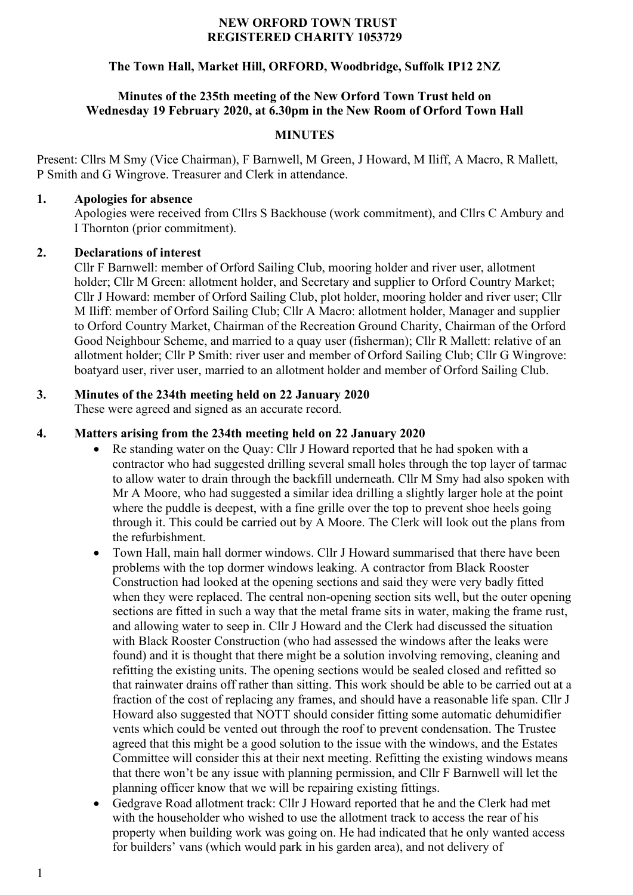**NEW ORFORD TOWN TRUST**
**REGISTERED CHARITY 1053729**

**The Town Hall, Market Hill, ORFORD, Woodbridge, Suffolk IP12 2NZ**

**Minutes of the 235th meeting of the New Orford Town Trust held on Wednesday 19 February 2020, at 6.30pm in the New Room of Orford Town Hall**

# MINUTES

Present: Cllrs M Smy (Vice Chairman), F Barnwell, M Green, J Howard, M Iliff, A Macro, R Mallett, P Smith and G Wingrove. Treasurer and Clerk in attendance.

## 1. Apologies for absence

Apologies were received from Cllrs S Backhouse (work commitment), and Cllrs C Ambury and I Thornton (prior commitment).

## 2. Declarations of interest

Cllr F Barnwell: member of Orford Sailing Club, mooring holder and river user, allotment holder; Cllr M Green: allotment holder, and Secretary and supplier to Orford Country Market; Cllr J Howard: member of Orford Sailing Club, plot holder, mooring holder and river user; Cllr M Iliff: member of Orford Sailing Club; Cllr A Macro: allotment holder, Manager and supplier to Orford Country Market, Chairman of the Recreation Ground Charity, Chairman of the Orford Good Neighbour Scheme, and married to a quay user (fisherman); Cllr R Mallett: relative of an allotment holder; Cllr P Smith: river user and member of Orford Sailing Club; Cllr G Wingrove: boatyard user, river user, married to an allotment holder and member of Orford Sailing Club.

## 3. Minutes of the 234th meeting held on 22 January 2020

These were agreed and signed as an accurate record.

## 4. Matters arising from the 234th meeting held on 22 January 2020

- Re standing water on the Quay: Cllr J Howard reported that he had spoken with a contractor who had suggested drilling several small holes through the top layer of tarmac to allow water to drain through the backfill underneath. Cllr M Smy had also spoken with Mr A Moore, who had suggested a similar idea drilling a slightly larger hole at the point where the puddle is deepest, with a fine grille over the top to prevent shoe heels going through it. This could be carried out by A Moore. The Clerk will look out the plans from the refurbishment.
- Town Hall, main hall dormer windows. Cllr J Howard summarised that there have been problems with the top dormer windows leaking. A contractor from Black Rooster Construction had looked at the opening sections and said they were very badly fitted when they were replaced. The central non-opening section sits well, but the outer opening sections are fitted in such a way that the metal frame sits in water, making the frame rust, and allowing water to seep in. Cllr J Howard and the Clerk had discussed the situation with Black Rooster Construction (who had assessed the windows after the leaks were found) and it is thought that there might be a solution involving removing, cleaning and refitting the existing units. The opening sections would be sealed closed and refitted so that rainwater drains off rather than sitting. This work should be able to be carried out at a fraction of the cost of replacing any frames, and should have a reasonable life span. Cllr J Howard also suggested that NOTT should consider fitting some automatic dehumidifier vents which could be vented out through the roof to prevent condensation. The Trustee agreed that this might be a good solution to the issue with the windows, and the Estates Committee will consider this at their next meeting. Refitting the existing windows means that there won't be any issue with planning permission, and Cllr F Barnwell will let the planning officer know that we will be repairing existing fittings.
- Gedgrave Road allotment track: Cllr J Howard reported that he and the Clerk had met with the householder who wished to use the allotment track to access the rear of his property when building work was going on. He had indicated that he only wanted access for builders' vans (which would park in his garden area), and not delivery of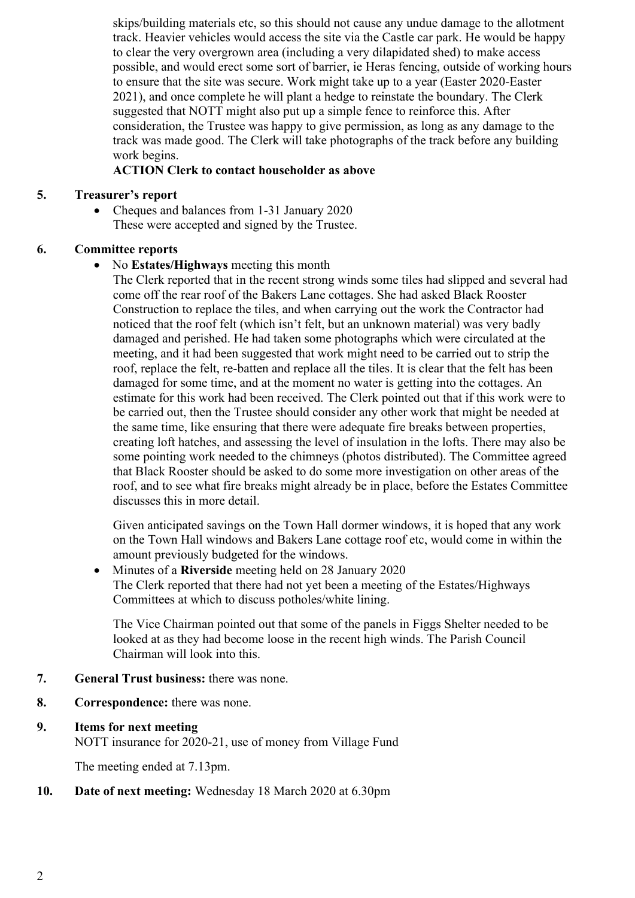skips/building materials etc, so this should not cause any undue damage to the allotment track. Heavier vehicles would access the site via the Castle car park. He would be happy to clear the very overgrown area (including a very dilapidated shed) to make access possible, and would erect some sort of barrier, ie Heras fencing, outside of working hours to ensure that the site was secure. Work might take up to a year (Easter 2020-Easter 2021), and once complete he will plant a hedge to reinstate the boundary. The Clerk suggested that NOTT might also put up a simple fence to reinforce this. After consideration, the Trustee was happy to give permission, as long as any damage to the track was made good. The Clerk will take photographs of the track before any building work begins.

**ACTION Clerk to contact householder as above**

**5. Treasurer's report**

- Cheques and balances from 1-31 January 2020
  These were accepted and signed by the Trustee.

**6. Committee reports**

- No **Estates/Highways** meeting this month

  The Clerk reported that in the recent strong winds some tiles had slipped and several had come off the rear roof of the Bakers Lane cottages. She had asked Black Rooster Construction to replace the tiles, and when carrying out the work the Contractor had noticed that the roof felt (which isn't felt, but an unknown material) was very badly damaged and perished. He had taken some photographs which were circulated at the meeting, and it had been suggested that work might need to be carried out to strip the roof, replace the felt, re-batten and replace all the tiles. It is clear that the felt has been damaged for some time, and at the moment no water is getting into the cottages. An estimate for this work had been received. The Clerk pointed out that if this work were to be carried out, then the Trustee should consider any other work that might be needed at the same time, like ensuring that there were adequate fire breaks between properties, creating loft hatches, and assessing the level of insulation in the lofts. There may also be some pointing work needed to the chimneys (photos distributed). The Committee agreed that Black Rooster should be asked to do some more investigation on other areas of the roof, and to see what fire breaks might already be in place, before the Estates Committee discusses this in more detail.

  Given anticipated savings on the Town Hall dormer windows, it is hoped that any work on the Town Hall windows and Bakers Lane cottage roof etc, would come in within the amount previously budgeted for the windows.

- Minutes of a **Riverside** meeting held on 28 January 2020

  The Clerk reported that there had not yet been a meeting of the Estates/Highways Committees at which to discuss potholes/white lining.

  The Vice Chairman pointed out that some of the panels in Figgs Shelter needed to be looked at as they had become loose in the recent high winds. The Parish Council Chairman will look into this.

**7. General Trust business:** there was none.

**8. Correspondence:** there was none.

**9. Items for next meeting**

NOTT insurance for 2020-21, use of money from Village Fund

The meeting ended at 7.13pm.

**10. Date of next meeting:** Wednesday 18 March 2020 at 6.30pm